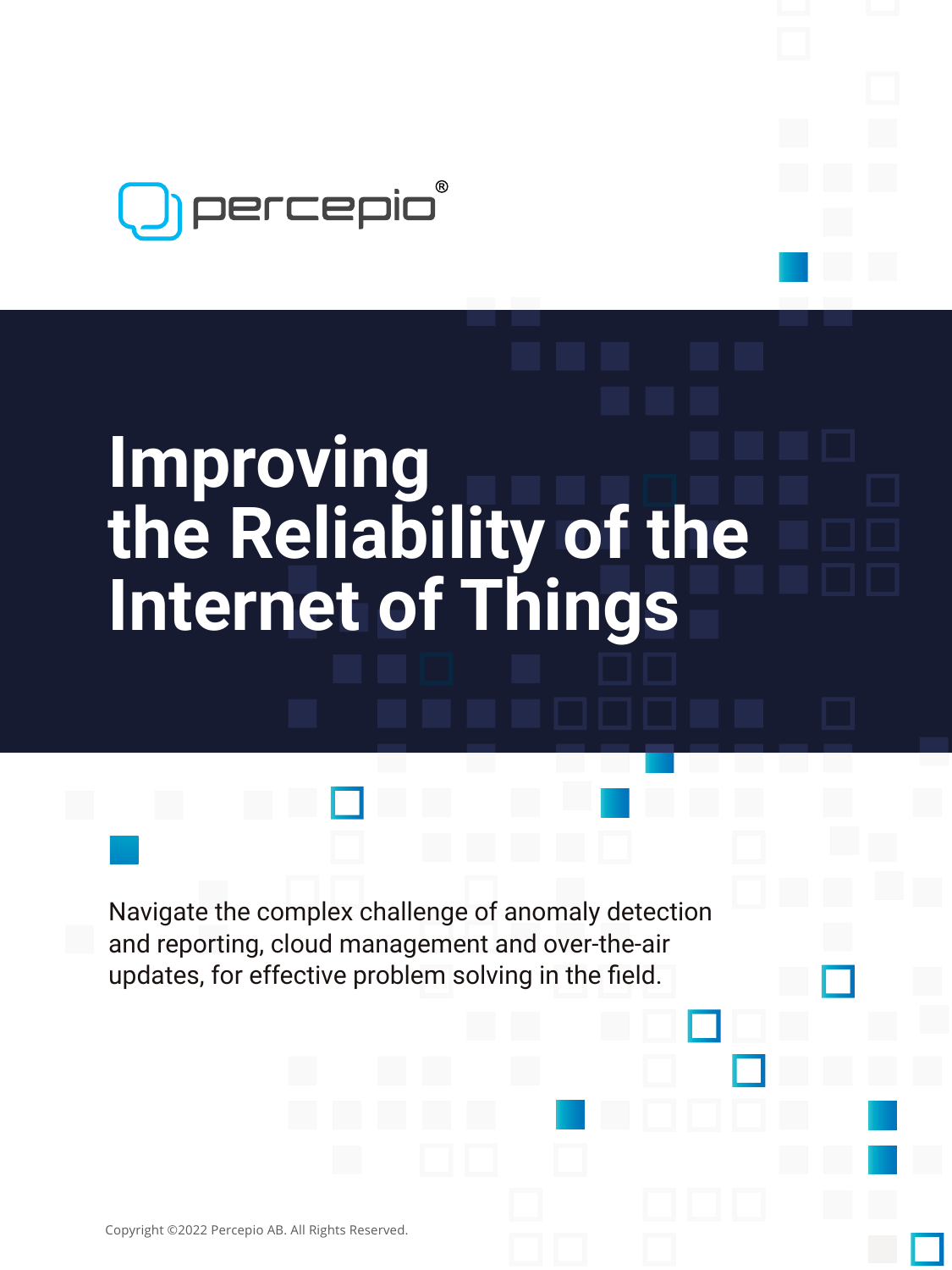percepio®

# Improving the Reliability of the Internet of Things

Navigate the complex challenge of anomaly detection and reporting, cloud management and over-the-air updates, for effective problem solving in the field.

Copyright ©2022 Percepio AB. All Rights Reserved.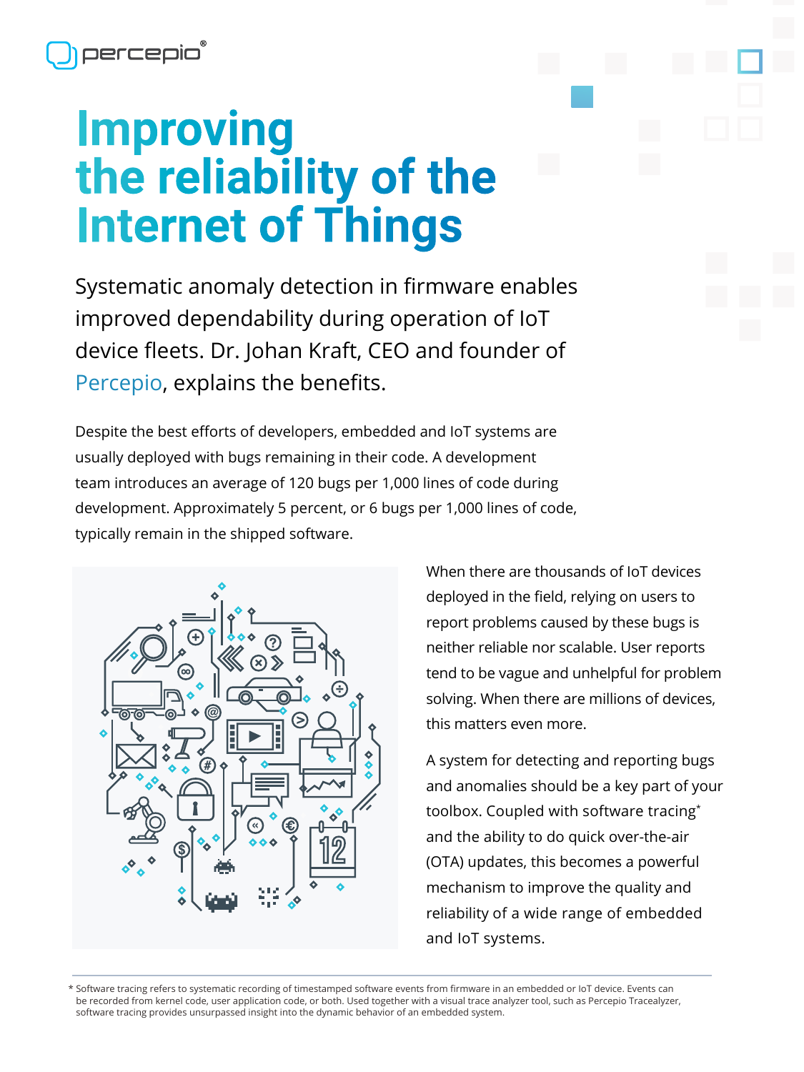# Improving the reliability of the Internet of Things

Systematic anomaly detection in firmware enables improved dependability during operation of IoT device fleets. Dr. Johan Kraft, CEO and founder of Percepio, explains the benefits.

Despite the best efforts of developers, embedded and IoT systems are usually deployed with bugs remaining in their code. A development team introduces an average of 120 bugs per 1,000 lines of code during development. Approximately 5 percent, or 6 bugs per 1,000 lines of code, typically remain in the shipped software.

When there are thousands of IoT devices deployed in the field, relying on users to report problems caused by these bugs is neither reliable nor scalable. User reports tend to be vague and unhelpful for problem solving. When there are millions of devices, this matters even more.

A system for detecting and reporting bugs and anomalies should be a key part of your toolbox. Coupled with software tracing* and the ability to do quick over-the-air (OTA) updates, this becomes a powerful mechanism to improve the quality and reliability of a wide range of embedded and IoT systems.

\* Software tracing refers to systematic recording of timestamped software events from firmware in an embedded or IoT device. Events can be recorded from kernel code, user application code, or both. Used together with a visual trace analyzer tool, such as Percepio Tracealyzer, software tracing provides unsurpassed insight into the dynamic behavior of an embedded system.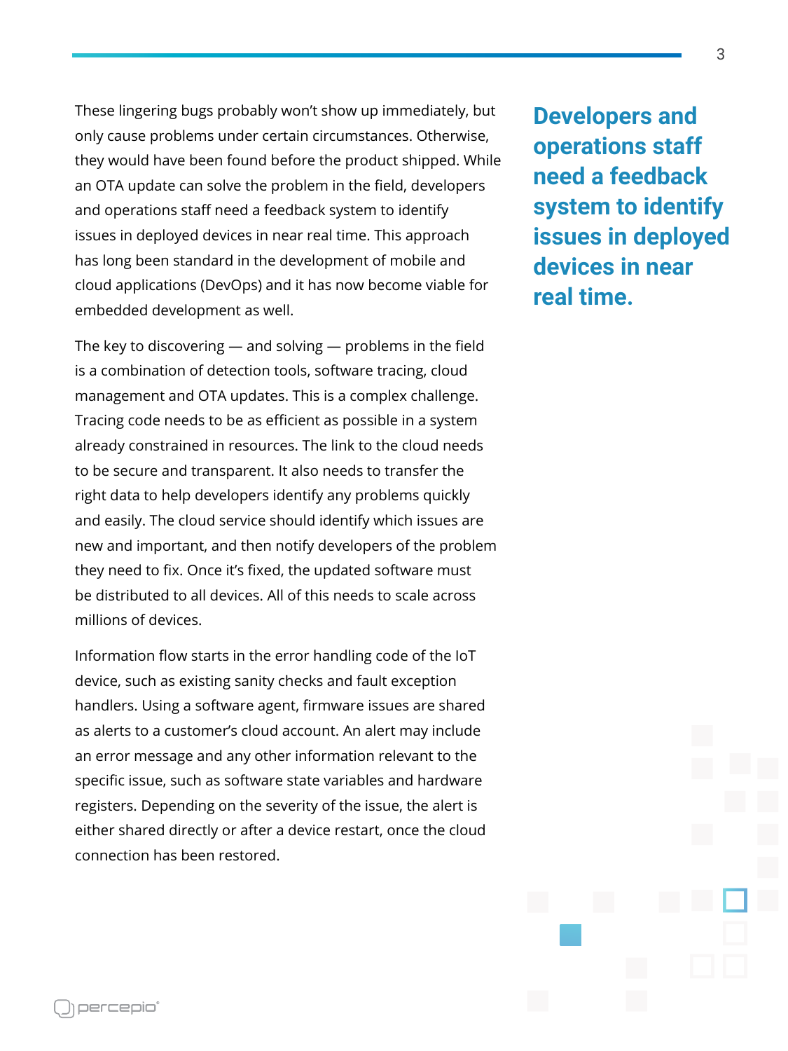These lingering bugs probably won't show up immediately, but only cause problems under certain circumstances. Otherwise, they would have been found before the product shipped. While an OTA update can solve the problem in the field, developers and operations staff need a feedback system to identify issues in deployed devices in near real time. This approach has long been standard in the development of mobile and cloud applications (DevOps) and it has now become viable for embedded development as well.

> **Developers and operations staff need a feedback system to identify issues in deployed devices in near real time.**

The key to discovering — and solving — problems in the field is a combination of detection tools, software tracing, cloud management and OTA updates. This is a complex challenge. Tracing code needs to be as efficient as possible in a system already constrained in resources. The link to the cloud needs to be secure and transparent. It also needs to transfer the right data to help developers identify any problems quickly and easily. The cloud service should identify which issues are new and important, and then notify developers of the problem they need to fix. Once it's fixed, the updated software must be distributed to all devices. All of this needs to scale across millions of devices.

Information flow starts in the error handling code of the IoT device, such as existing sanity checks and fault exception handlers. Using a software agent, firmware issues are shared as alerts to a customer's cloud account. An alert may include an error message and any other information relevant to the specific issue, such as software state variables and hardware registers. Depending on the severity of the issue, the alert is either shared directly or after a device restart, once the cloud connection has been restored.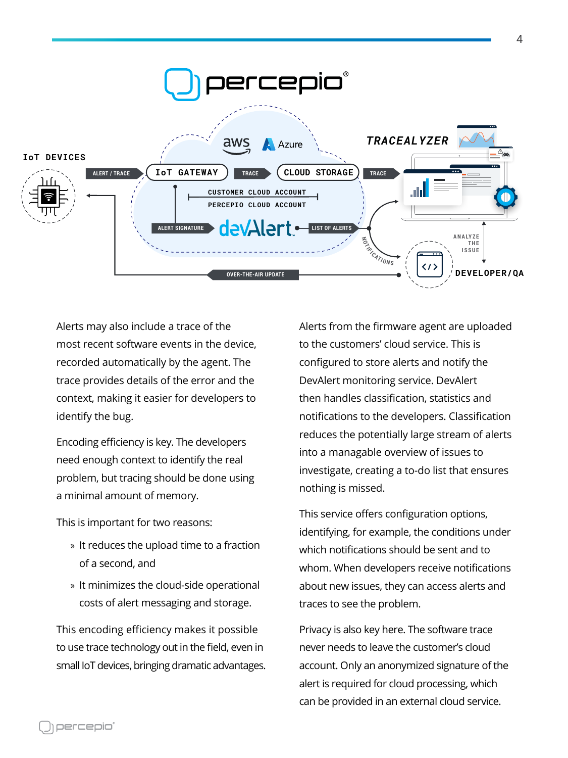Alerts may also include a trace of the most recent software events in the device, recorded automatically by the agent. The trace provides details of the error and the context, making it easier for developers to identify the bug.

Encoding efficiency is key. The developers need enough context to identify the real problem, but tracing should be done using a minimal amount of memory.

This is important for two reasons:

- It reduces the upload time to a fraction of a second, and
- It minimizes the cloud-side operational costs of alert messaging and storage.

This encoding efficiency makes it possible to use trace technology out in the field, even in small IoT devices, bringing dramatic advantages.

Alerts from the firmware agent are uploaded to the customers' cloud service. This is configured to store alerts and notify the DevAlert monitoring service. DevAlert then handles classification, statistics and notifications to the developers. Classification reduces the potentially large stream of alerts into a managable overview of issues to investigate, creating a to-do list that ensures nothing is missed.

This service offers configuration options, identifying, for example, the conditions under which notifications should be sent and to whom. When developers receive notifications about new issues, they can access alerts and traces to see the problem.

Privacy is also key here. The software trace never needs to leave the customer's cloud account. Only an anonymized signature of the alert is required for cloud processing, which can be provided in an external cloud service.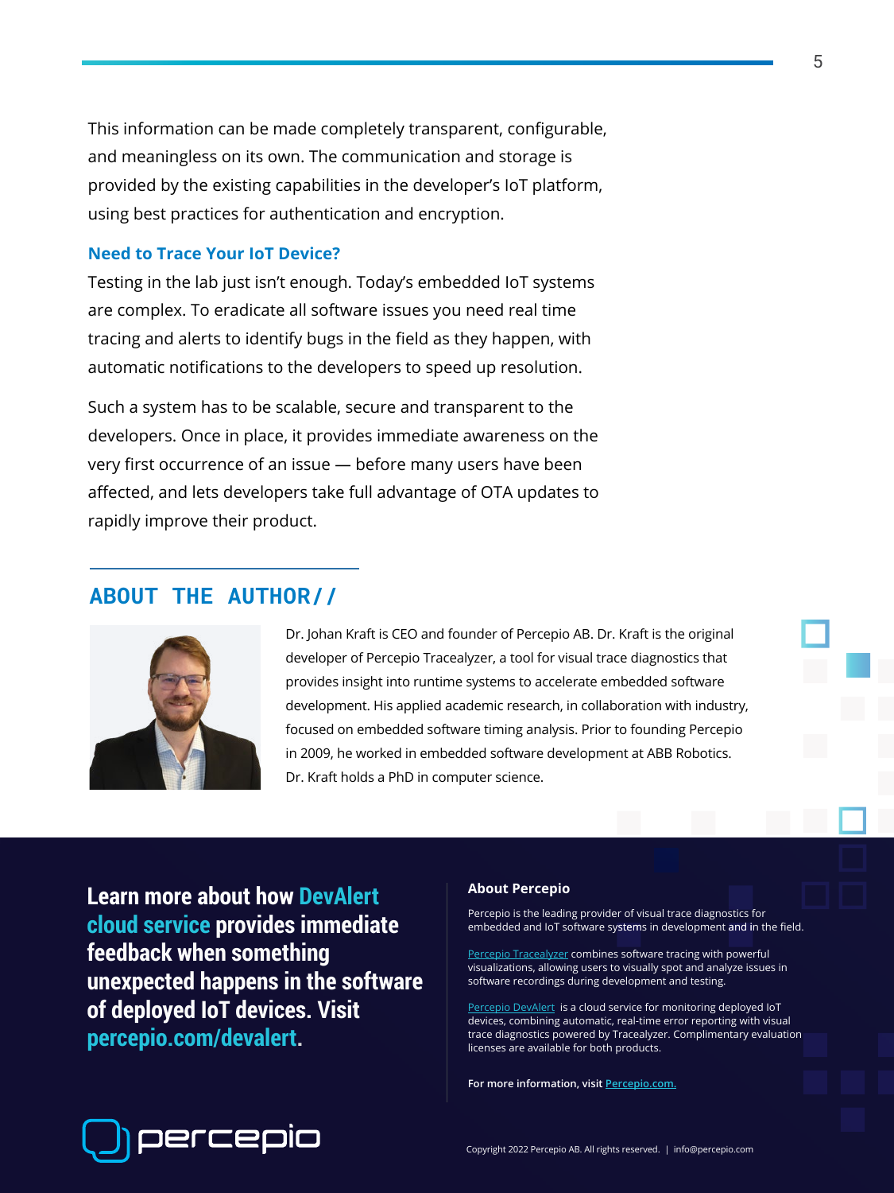This information can be made completely transparent, configurable, and meaningless on its own. The communication and storage is provided by the existing capabilities in the developer's IoT platform, using best practices for authentication and encryption.

### Need to Trace Your IoT Device?

Testing in the lab just isn't enough. Today's embedded IoT systems are complex. To eradicate all software issues you need real time tracing and alerts to identify bugs in the field as they happen, with automatic notifications to the developers to speed up resolution.

Such a system has to be scalable, secure and transparent to the developers. Once in place, it provides immediate awareness on the very first occurrence of an issue — before many users have been affected, and lets developers take full advantage of OTA updates to rapidly improve their product.

## ABOUT THE AUTHOR//

Dr. Johan Kraft is CEO and founder of Percepio AB. Dr. Kraft is the original developer of Percepio Tracealyzer, a tool for visual trace diagnostics that provides insight into runtime systems to accelerate embedded software development. His applied academic research, in collaboration with industry, focused on embedded software timing analysis. Prior to founding Percepio in 2009, he worked in embedded software development at ABB Robotics. Dr. Kraft holds a PhD in computer science.

**Learn more about how DevAlert cloud service provides immediate feedback when something unexpected happens in the software of deployed IoT devices. Visit percepio.com/devalert.**

### About Percepio

Percepio is the leading provider of visual trace diagnostics for embedded and IoT software systems in development and in the field.

Percepio Tracealyzer combines software tracing with powerful visualizations, allowing users to visually spot and analyze issues in software recordings during development and testing.

Percepio DevAlert is a cloud service for monitoring deployed IoT devices, combining automatic, real-time error reporting with visual trace diagnostics powered by Tracealyzer. Complimentary evaluation licenses are available for both products.

**For more information, visit Percepio.com.**

percepio

Copyright 2022 Percepio AB. All rights reserved. | info@percepio.com